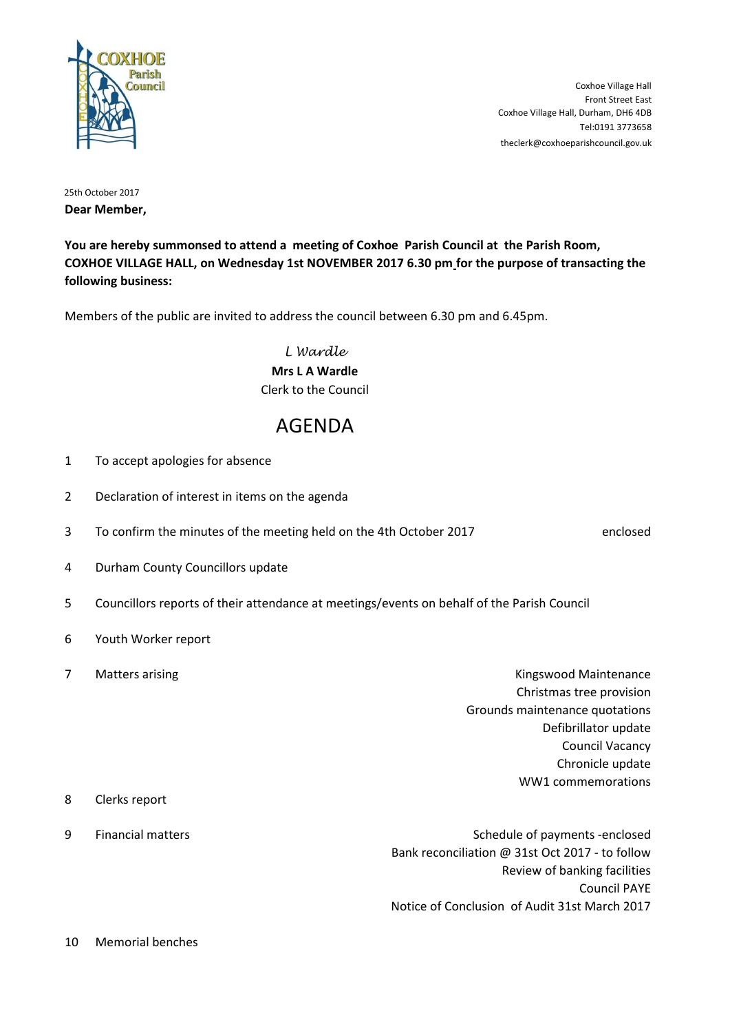COXHOE Parish Council

Coxhoe Village Hall
Front Street East
Coxhoe Village Hall, Durham, DH6 4DB
Tel:0191 3773658
theclerk@coxhoeparishcouncil.gov.uk

25th October 2017

**Dear Member,**

**You are hereby summonsed to attend a meeting of Coxhoe Parish Council at the Parish Room, COXHOE VILLAGE HALL, on Wednesday 1st NOVEMBER 2017 6.30 pm for the purpose of transacting the following business:**

Members of the public are invited to address the council between 6.30 pm and 6.45pm.

*L Wardle*
**Mrs L A Wardle**
Clerk to the Council

# AGENDA

1. To accept apologies for absence

2. Declaration of interest in items on the agenda

3. To confirm the minutes of the meeting held on the 4th October 2017 — enclosed

4. Durham County Councillors update

5. Councillors reports of their attendance at meetings/events on behalf of the Parish Council

6. Youth Worker report

7. Matters arising
   - Kingswood Maintenance
   - Christmas tree provision
   - Grounds maintenance quotations
   - Defibrillator update
   - Council Vacancy
   - Chronicle update
   - WW1 commemorations

8. Clerks report

9. Financial matters
   - Schedule of payments -enclosed
   - Bank reconciliation @ 31st Oct 2017 - to follow
   - Review of banking facilities
   - Council PAYE
   - Notice of Conclusion of Audit 31st March 2017

10. Memorial benches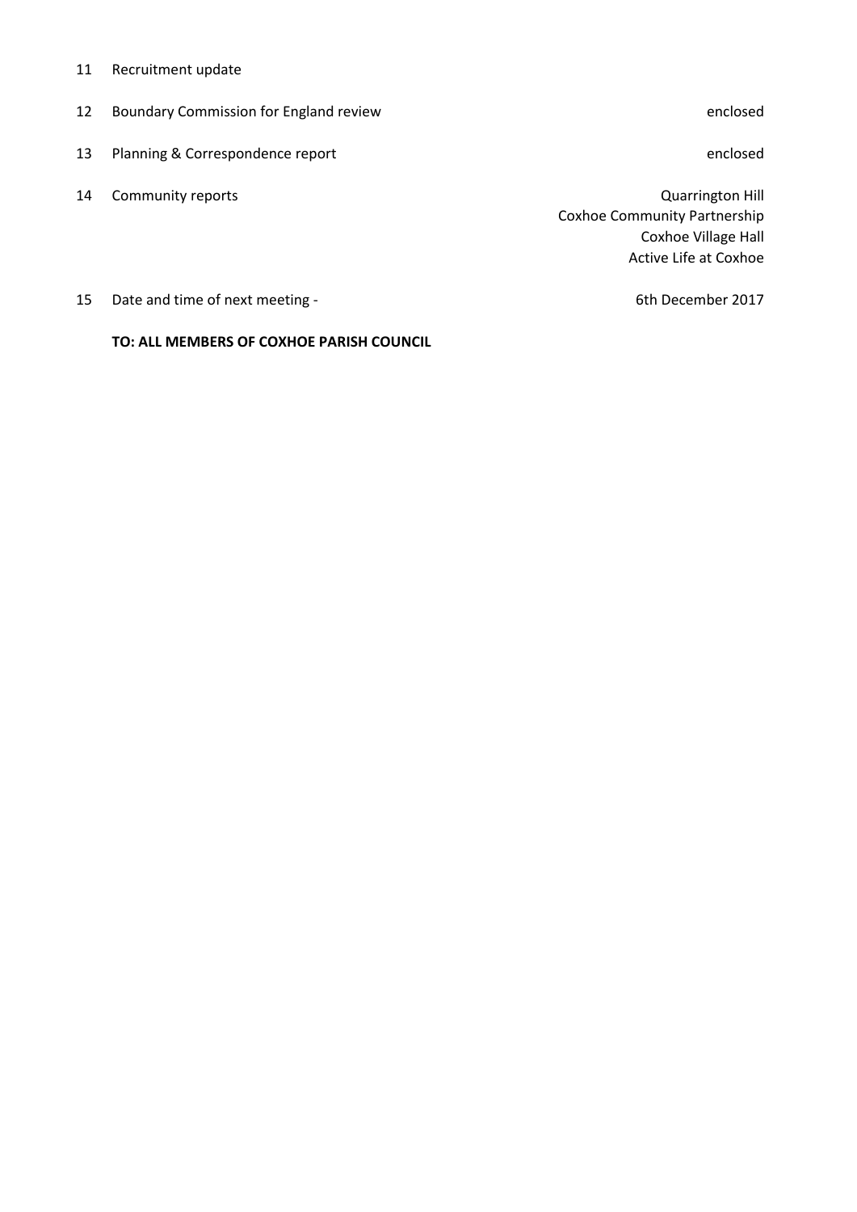11 Recruitment update

12 Boundary Commission for England review — enclosed

13 Planning & Correspondence report — enclosed

14 Community reports — Quarrington Hill, Coxhoe Community Partnership, Coxhoe Village Hall, Active Life at Coxhoe

15 Date and time of next meeting - 6th December 2017

**TO: ALL MEMBERS OF COXHOE PARISH COUNCIL**